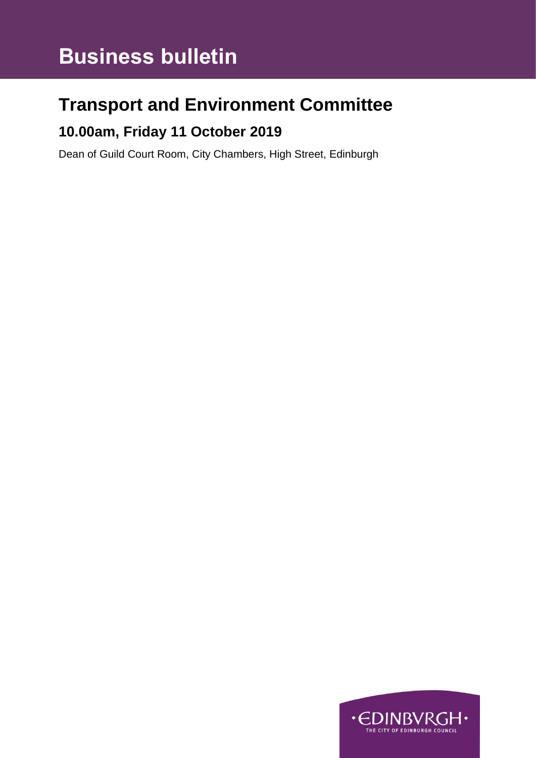# Business bulletin

## Transport and Environment Committee

### 10.00am, Friday 11 October 2019

Dean of Guild Court Room, City Chambers, High Street, Edinburgh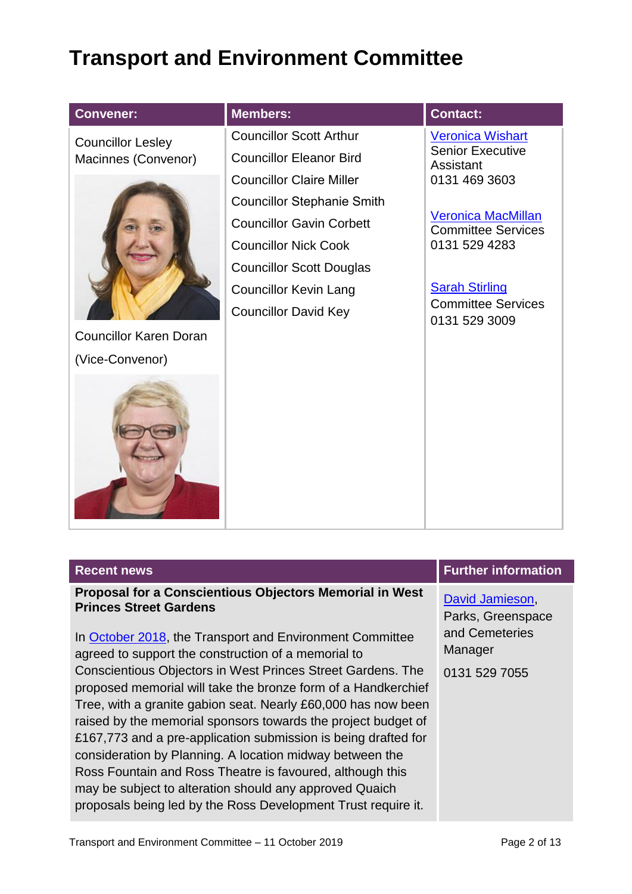# Transport and Environment Committee

| Convener: | Members: | Contact: |
|---|---|---|
| Councillor Lesley Macinnes (Convenor) | Councillor Scott Arthur | Veronica Wishart<br>Senior Executive Assistant<br>0131 469 3603 |
| Councillor Karen Doran (Vice-Convenor) | Councillor Eleanor Bird | Veronica MacMillan<br>Committee Services<br>0131 529 4283 |
| | Councillor Claire Miller | Sarah Stirling<br>Committee Services<br>0131 529 3009 |
| | Councillor Stephanie Smith | |
| | Councillor Gavin Corbett | |
| | Councillor Nick Cook | |
| | Councillor Scott Douglas | |
| | Councillor Kevin Lang | |
| | Councillor David Key | |

| Recent news | Further information |
|---|---|
| **Proposal for a Conscientious Objectors Memorial in West Princes Street Gardens**<br><br>In October 2018, the Transport and Environment Committee agreed to support the construction of a memorial to Conscientious Objectors in West Princes Street Gardens. The proposed memorial will take the bronze form of a Handkerchief Tree, with a granite gabion seat. Nearly £60,000 has now been raised by the memorial sponsors towards the project budget of £167,773 and a pre-application submission is being drafted for consideration by Planning. A location midway between the Ross Fountain and Ross Theatre is favoured, although this may be subject to alteration should any approved Quaich proposals being led by the Ross Development Trust require it. | David Jamieson, Parks, Greenspace and Cemeteries Manager<br><br>0131 529 7055 |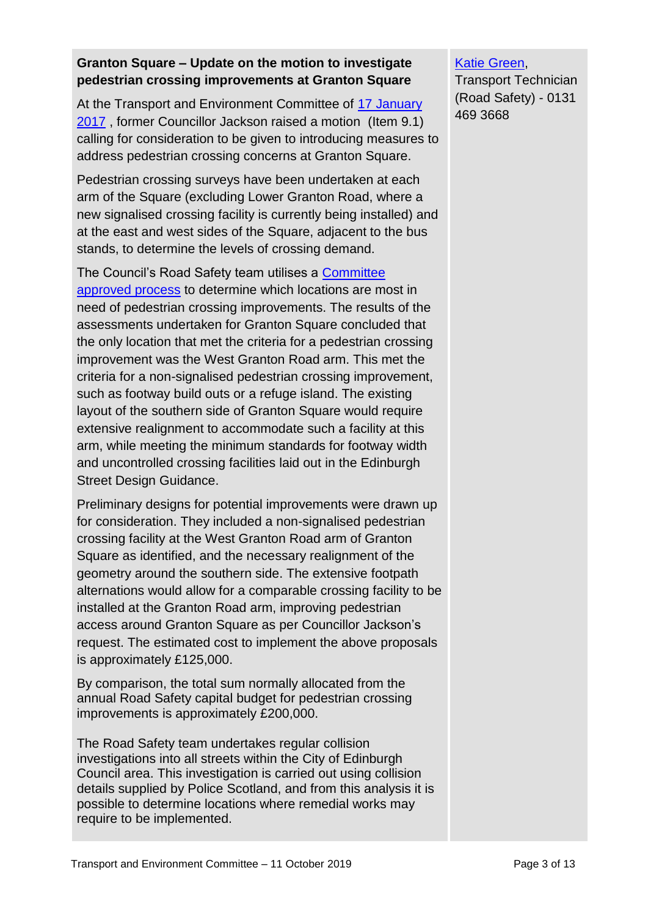**Granton Square – Update on the motion to investigate pedestrian crossing improvements at Granton Square**

At the Transport and Environment Committee of 17 January 2017 , former Councillor Jackson raised a motion (Item 9.1) calling for consideration to be given to introducing measures to address pedestrian crossing concerns at Granton Square.

Pedestrian crossing surveys have been undertaken at each arm of the Square (excluding Lower Granton Road, where a new signalised crossing facility is currently being installed) and at the east and west sides of the Square, adjacent to the bus stands, to determine the levels of crossing demand.

The Council's Road Safety team utilises a Committee approved process to determine which locations are most in need of pedestrian crossing improvements. The results of the assessments undertaken for Granton Square concluded that the only location that met the criteria for a pedestrian crossing improvement was the West Granton Road arm. This met the criteria for a non-signalised pedestrian crossing improvement, such as footway build outs or a refuge island. The existing layout of the southern side of Granton Square would require extensive realignment to accommodate such a facility at this arm, while meeting the minimum standards for footway width and uncontrolled crossing facilities laid out in the Edinburgh Street Design Guidance.

Preliminary designs for potential improvements were drawn up for consideration. They included a non-signalised pedestrian crossing facility at the West Granton Road arm of Granton Square as identified, and the necessary realignment of the geometry around the southern side. The extensive footpath alternations would allow for a comparable crossing facility to be installed at the Granton Road arm, improving pedestrian access around Granton Square as per Councillor Jackson's request. The estimated cost to implement the above proposals is approximately £125,000.

By comparison, the total sum normally allocated from the annual Road Safety capital budget for pedestrian crossing improvements is approximately £200,000.

The Road Safety team undertakes regular collision investigations into all streets within the City of Edinburgh Council area. This investigation is carried out using collision details supplied by Police Scotland, and from this analysis it is possible to determine locations where remedial works may require to be implemented.

Katie Green, Transport Technician (Road Safety) - 0131 469 3668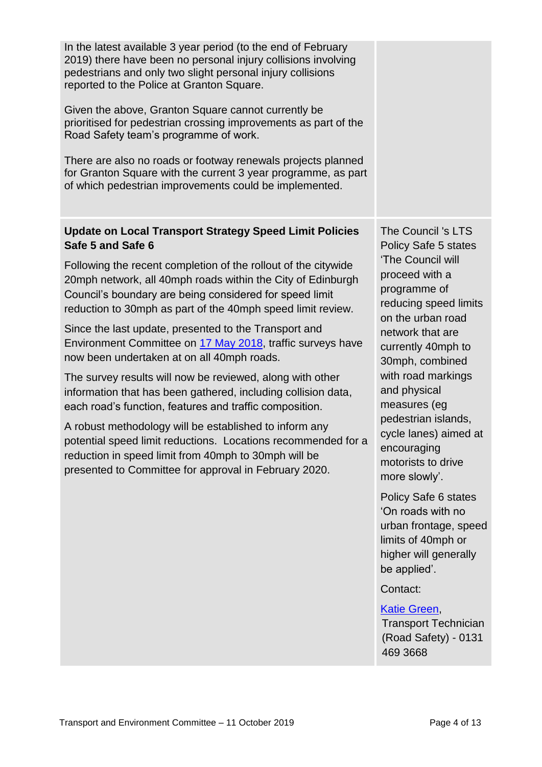| | |
|---|---|
| In the latest available 3 year period (to the end of February 2019) there have been no personal injury collisions involving pedestrians and only two slight personal injury collisions reported to the Police at Granton Square.<br><br>Given the above, Granton Square cannot currently be prioritised for pedestrian crossing improvements as part of the Road Safety team's programme of work.<br><br>There are also no roads or footway renewals projects planned for Granton Square with the current 3 year programme, as part of which pedestrian improvements could be implemented. | |
| **Update on Local Transport Strategy Speed Limit Policies Safe 5 and Safe 6**<br><br>Following the recent completion of the rollout of the citywide 20mph network, all 40mph roads within the City of Edinburgh Council's boundary are being considered for speed limit reduction to 30mph as part of the 40mph speed limit review.<br><br>Since the last update, presented to the Transport and Environment Committee on [17 May 2018](), traffic surveys have now been undertaken at on all 40mph roads.<br><br>The survey results will now be reviewed, along with other information that has been gathered, including collision data, each road's function, features and traffic composition.<br><br>A robust methodology will be established to inform any potential speed limit reductions. Locations recommended for a reduction in speed limit from 40mph to 30mph will be presented to Committee for approval in February 2020. | The Council 's LTS Policy Safe 5 states 'The Council will proceed with a programme of reducing speed limits on the urban road network that are currently 40mph to 30mph, combined with road markings and physical measures (eg pedestrian islands, cycle lanes) aimed at encouraging motorists to drive more slowly'.<br><br>Policy Safe 6 states 'On roads with no urban frontage, speed limits of 40mph or higher will generally be applied'.<br><br>Contact:<br><br>[Katie Green](), Transport Technician (Road Safety) - 0131 469 3668 |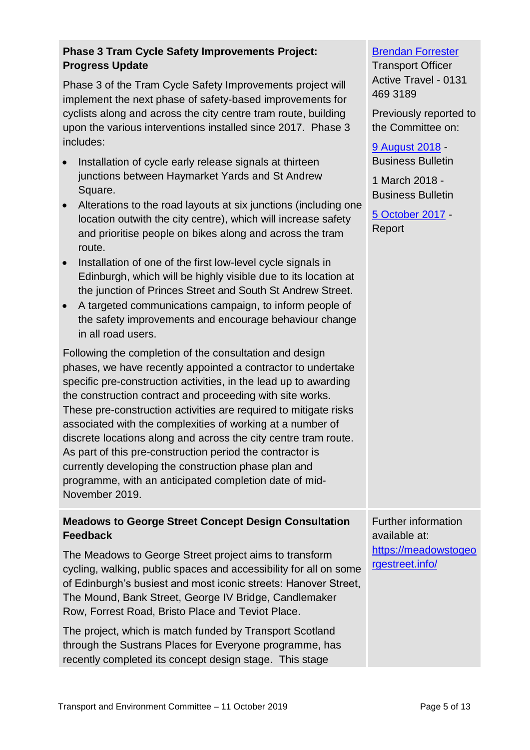| | |
|---|---|
| **Phase 3 Tram Cycle Safety Improvements Project: Progress Update**<br><br>Phase 3 of the Tram Cycle Safety Improvements project will implement the next phase of safety-based improvements for cyclists along and across the city centre tram route, building upon the various interventions installed since 2017. Phase 3 includes:<br><br>• Installation of cycle early release signals at thirteen junctions between Haymarket Yards and St Andrew Square.<br>• Alterations to the road layouts at six junctions (including one location outwith the city centre), which will increase safety and prioritise people on bikes along and across the tram route.<br>• Installation of one of the first low-level cycle signals in Edinburgh, which will be highly visible due to its location at the junction of Princes Street and South St Andrew Street.<br>• A targeted communications campaign, to inform people of the safety improvements and encourage behaviour change in all road users.<br><br>Following the completion of the consultation and design phases, we have recently appointed a contractor to undertake specific pre-construction activities, in the lead up to awarding the construction contract and proceeding with site works. These pre-construction activities are required to mitigate risks associated with the complexities of working at a number of discrete locations along and across the city centre tram route. As part of this pre-construction period the contractor is currently developing the construction phase plan and programme, with an anticipated completion date of mid-November 2019. | Brendan Forrester<br>Transport Officer<br>Active Travel - 0131 469 3189<br><br>Previously reported to the Committee on:<br><br>9 August 2018 - Business Bulletin<br><br>1 March 2018 - Business Bulletin<br><br>5 October 2017 - Report |
| **Meadows to George Street Concept Design Consultation Feedback**<br><br>The Meadows to George Street project aims to transform cycling, walking, public spaces and accessibility for all on some of Edinburgh's busiest and most iconic streets: Hanover Street, The Mound, Bank Street, George IV Bridge, Candlemaker Row, Forrest Road, Bristo Place and Teviot Place.<br><br>The project, which is match funded by Transport Scotland through the Sustrans Places for Everyone programme, has recently completed its concept design stage. This stage | Further information available at: https://meadowstogeorgestreet.info/ |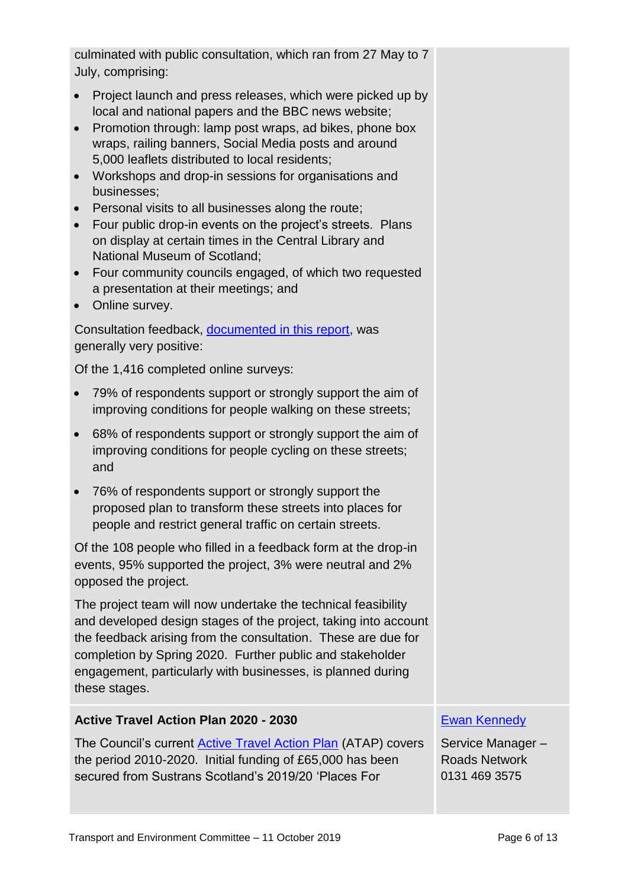| | |
|---|---|
| culminated with public consultation, which ran from 27 May to 7 July, comprising:<br>• Project launch and press releases, which were picked up by local and national papers and the BBC news website;<br>• Promotion through: lamp post wraps, ad bikes, phone box wraps, railing banners, Social Media posts and around 5,000 leaflets distributed to local residents;<br>• Workshops and drop-in sessions for organisations and businesses;<br>• Personal visits to all businesses along the route;<br>• Four public drop-in events on the project's streets. Plans on display at certain times in the Central Library and National Museum of Scotland;<br>• Four community councils engaged, of which two requested a presentation at their meetings; and<br>• Online survey.<br><br>Consultation feedback, documented in this report, was generally very positive:<br><br>Of the 1,416 completed online surveys:<br>• 79% of respondents support or strongly support the aim of improving conditions for people walking on these streets;<br>• 68% of respondents support or strongly support the aim of improving conditions for people cycling on these streets; and<br>• 76% of respondents support or strongly support the proposed plan to transform these streets into places for people and restrict general traffic on certain streets.<br><br>Of the 108 people who filled in a feedback form at the drop-in events, 95% supported the project, 3% were neutral and 2% opposed the project.<br><br>The project team will now undertake the technical feasibility and developed design stages of the project, taking into account the feedback arising from the consultation. These are due for completion by Spring 2020. Further public and stakeholder engagement, particularly with businesses, is planned during these stages. | |
| **Active Travel Action Plan 2020 - 2030**<br><br>The Council's current Active Travel Action Plan (ATAP) covers the period 2010-2020. Initial funding of £65,000 has been secured from Sustrans Scotland's 2019/20 'Places For | Ewan Kennedy<br><br>Service Manager – Roads Network<br>0131 469 3575 |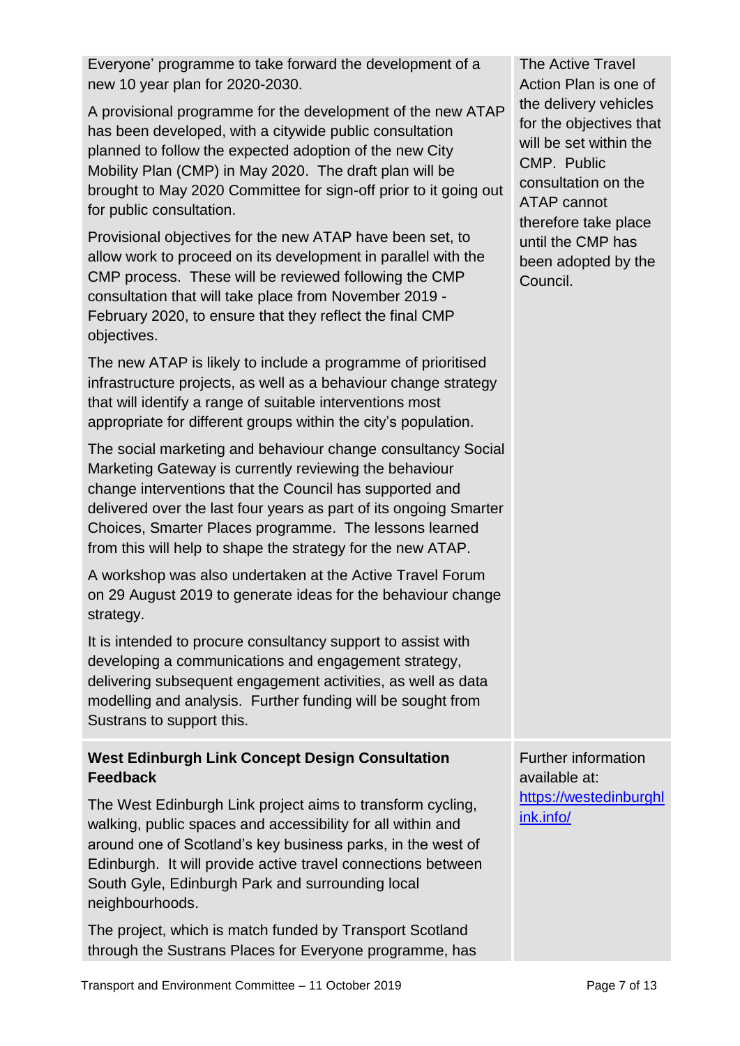| | |
|---|---|
| Everyone' programme to take forward the development of a new 10 year plan for 2020-2030.<br><br>A provisional programme for the development of the new ATAP has been developed, with a citywide public consultation planned to follow the expected adoption of the new City Mobility Plan (CMP) in May 2020. The draft plan will be brought to May 2020 Committee for sign-off prior to it going out for public consultation.<br><br>Provisional objectives for the new ATAP have been set, to allow work to proceed on its development in parallel with the CMP process. These will be reviewed following the CMP consultation that will take place from November 2019 - February 2020, to ensure that they reflect the final CMP objectives.<br><br>The new ATAP is likely to include a programme of prioritised infrastructure projects, as well as a behaviour change strategy that will identify a range of suitable interventions most appropriate for different groups within the city's population.<br><br>The social marketing and behaviour change consultancy Social Marketing Gateway is currently reviewing the behaviour change interventions that the Council has supported and delivered over the last four years as part of its ongoing Smarter Choices, Smarter Places programme. The lessons learned from this will help to shape the strategy for the new ATAP.<br><br>A workshop was also undertaken at the Active Travel Forum on 29 August 2019 to generate ideas for the behaviour change strategy.<br><br>It is intended to procure consultancy support to assist with developing a communications and engagement strategy, delivering subsequent engagement activities, as well as data modelling and analysis. Further funding will be sought from Sustrans to support this. | The Active Travel Action Plan is one of the delivery vehicles for the objectives that will be set within the CMP. Public consultation on the ATAP cannot therefore take place until the CMP has been adopted by the Council. |
| **West Edinburgh Link Concept Design Consultation Feedback**<br><br>The West Edinburgh Link project aims to transform cycling, walking, public spaces and accessibility for all within and around one of Scotland's key business parks, in the west of Edinburgh. It will provide active travel connections between South Gyle, Edinburgh Park and surrounding local neighbourhoods.<br><br>The project, which is match funded by Transport Scotland through the Sustrans Places for Everyone programme, has | Further information available at: [https://westedinburghlink.info/](https://westedinburghlink.info/) |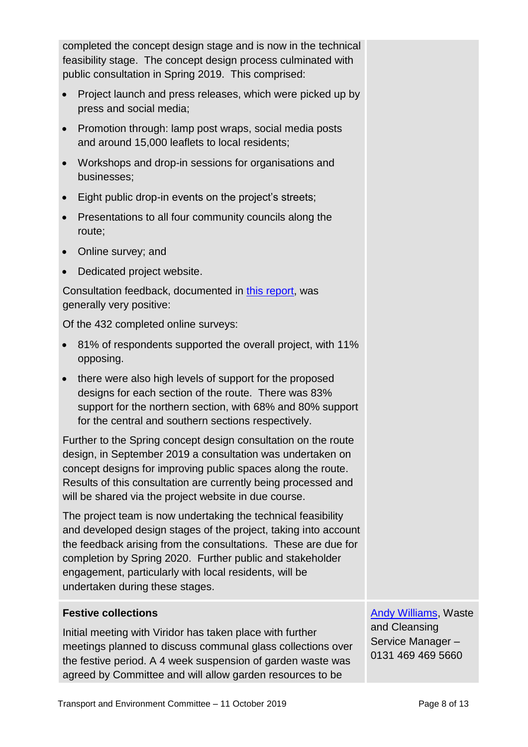| | |
|---|---|
| completed the concept design stage and is now in the technical feasibility stage. The concept design process culminated with public consultation in Spring 2019. This comprised:<br><br>• Project launch and press releases, which were picked up by press and social media;<br>• Promotion through: lamp post wraps, social media posts and around 15,000 leaflets to local residents;<br>• Workshops and drop-in sessions for organisations and businesses;<br>• Eight public drop-in events on the project's streets;<br>• Presentations to all four community councils along the route;<br>• Online survey; and<br>• Dedicated project website.<br><br>Consultation feedback, documented in this report, was generally very positive:<br><br>Of the 432 completed online surveys:<br><br>• 81% of respondents supported the overall project, with 11% opposing.<br>• there were also high levels of support for the proposed designs for each section of the route. There was 83% support for the northern section, with 68% and 80% support for the central and southern sections respectively.<br><br>Further to the Spring concept design consultation on the route design, in September 2019 a consultation was undertaken on concept designs for improving public spaces along the route. Results of this consultation are currently being processed and will be shared via the project website in due course.<br><br>The project team is now undertaking the technical feasibility and developed design stages of the project, taking into account the feedback arising from the consultations. These are due for completion by Spring 2020. Further public and stakeholder engagement, particularly with local residents, will be undertaken during these stages. | |
| **Festive collections**<br><br>Initial meeting with Viridor has taken place with further meetings planned to discuss communal glass collections over the festive period. A 4 week suspension of garden waste was agreed by Committee and will allow garden resources to be | Andy Williams, Waste and Cleansing Service Manager – 0131 469 469 5660 |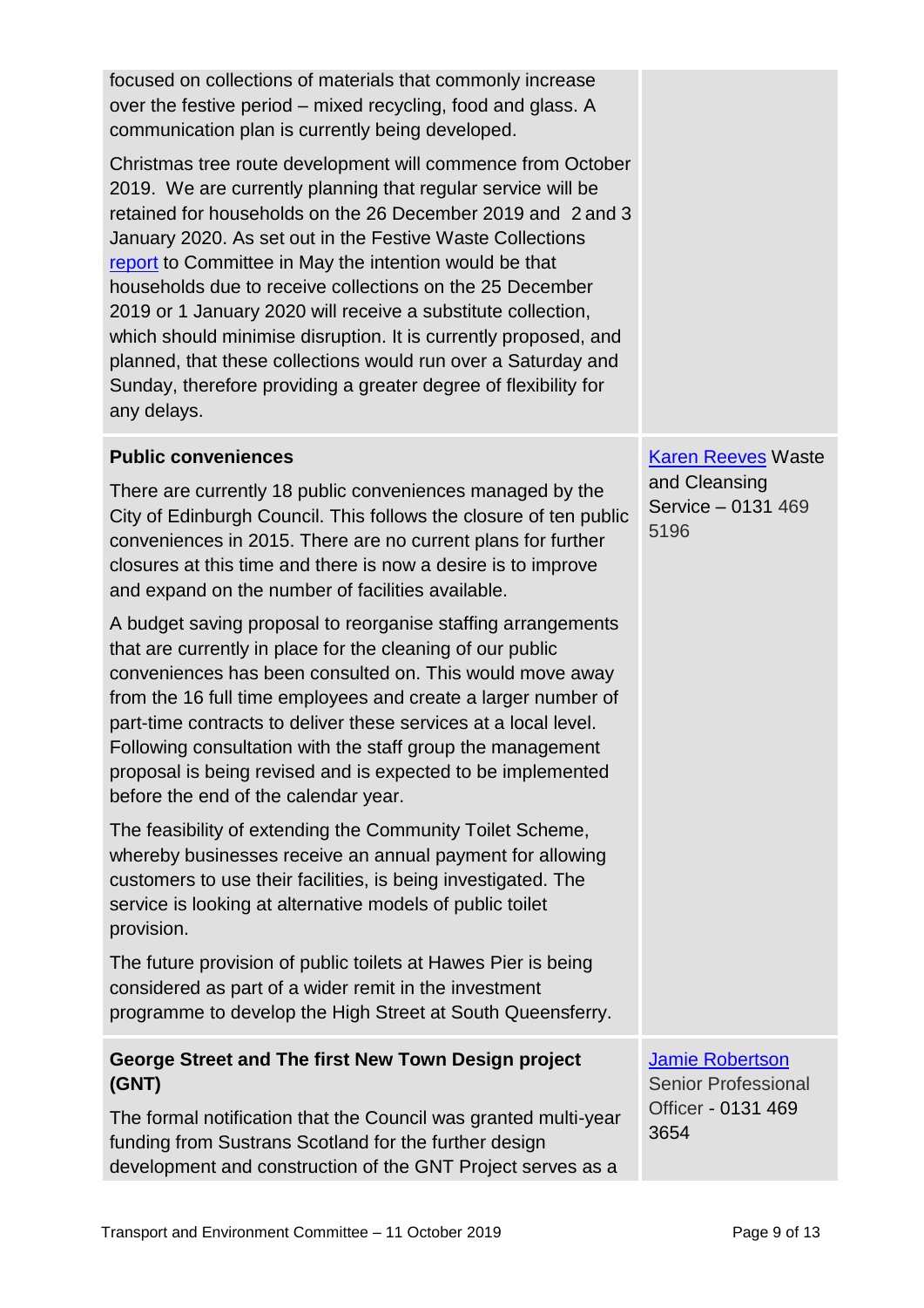| | |
|---|---|
| focused on collections of materials that commonly increase over the festive period – mixed recycling, food and glass. A communication plan is currently being developed.<br><br>Christmas tree route development will commence from October 2019. We are currently planning that regular service will be retained for households on the 26 December 2019 and 2 and 3 January 2020. As set out in the Festive Waste Collections report to Committee in May the intention would be that households due to receive collections on the 25 December 2019 or 1 January 2020 will receive a substitute collection, which should minimise disruption. It is currently proposed, and planned, that these collections would run over a Saturday and Sunday, therefore providing a greater degree of flexibility for any delays. | |
| **Public conveniences**<br><br>There are currently 18 public conveniences managed by the City of Edinburgh Council. This follows the closure of ten public conveniences in 2015. There are no current plans for further closures at this time and there is now a desire is to improve and expand on the number of facilities available.<br><br>A budget saving proposal to reorganise staffing arrangements that are currently in place for the cleaning of our public conveniences has been consulted on. This would move away from the 16 full time employees and create a larger number of part-time contracts to deliver these services at a local level. Following consultation with the staff group the management proposal is being revised and is expected to be implemented before the end of the calendar year.<br><br>The feasibility of extending the Community Toilet Scheme, whereby businesses receive an annual payment for allowing customers to use their facilities, is being investigated. The service is looking at alternative models of public toilet provision.<br><br>The future provision of public toilets at Hawes Pier is being considered as part of a wider remit in the investment programme to develop the High Street at South Queensferry. | Karen Reeves Waste and Cleansing Service – 0131 469 5196 |
| **George Street and The first New Town Design project (GNT)**<br><br>The formal notification that the Council was granted multi-year funding from Sustrans Scotland for the further design development and construction of the GNT Project serves as a | Jamie Robertson Senior Professional Officer - 0131 469 3654 |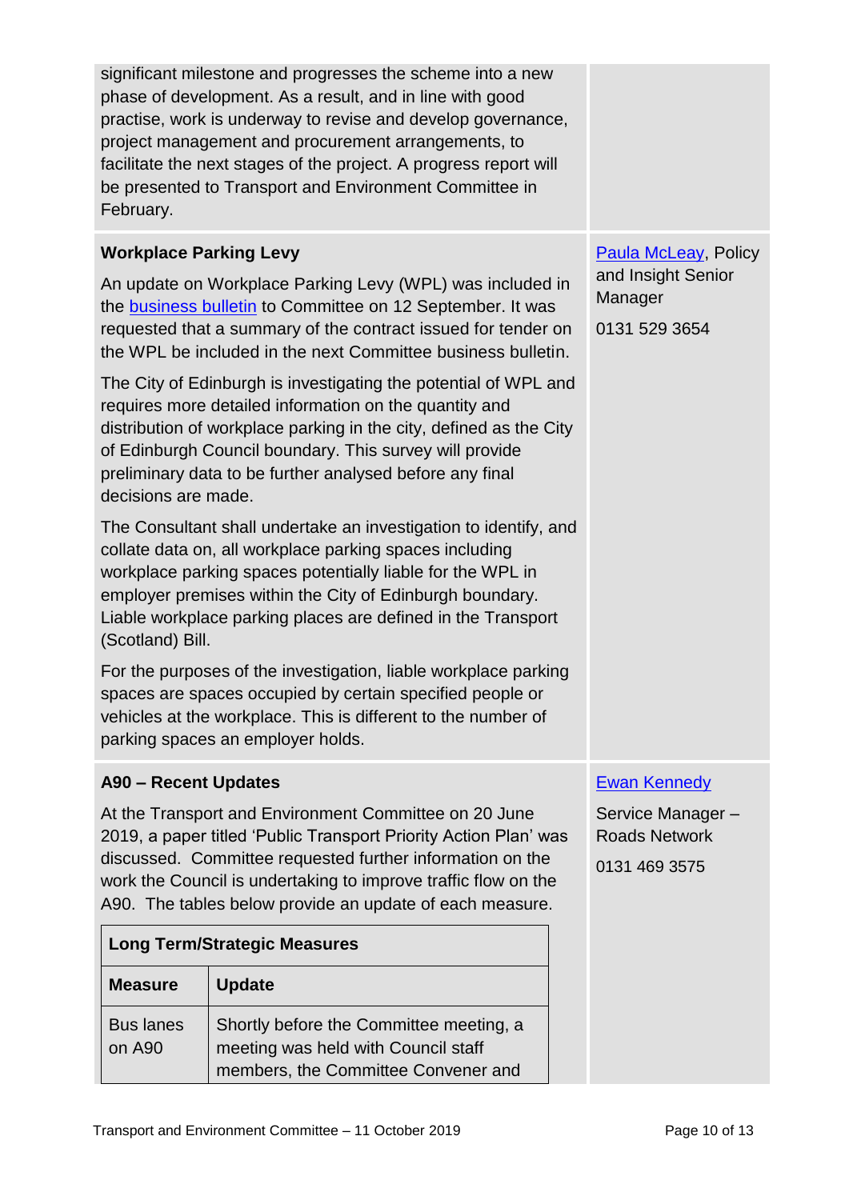significant milestone and progresses the scheme into a new phase of development. As a result, and in line with good practise, work is underway to revise and develop governance, project management and procurement arrangements, to facilitate the next stages of the project. A progress report will be presented to Transport and Environment Committee in February.

**Workplace Parking Levy**

Paula McLeay, Policy and Insight Senior Manager

0131 529 3654

An update on Workplace Parking Levy (WPL) was included in the business bulletin to Committee on 12 September. It was requested that a summary of the contract issued for tender on the WPL be included in the next Committee business bulletin.

The City of Edinburgh is investigating the potential of WPL and requires more detailed information on the quantity and distribution of workplace parking in the city, defined as the City of Edinburgh Council boundary. This survey will provide preliminary data to be further analysed before any final decisions are made.

The Consultant shall undertake an investigation to identify, and collate data on, all workplace parking spaces including workplace parking spaces potentially liable for the WPL in employer premises within the City of Edinburgh boundary. Liable workplace parking places are defined in the Transport (Scotland) Bill.

For the purposes of the investigation, liable workplace parking spaces are spaces occupied by certain specified people or vehicles at the workplace. This is different to the number of parking spaces an employer holds.

**A90 – Recent Updates**

Ewan Kennedy

Service Manager – Roads Network

0131 469 3575

At the Transport and Environment Committee on 20 June 2019, a paper titled 'Public Transport Priority Action Plan' was discussed. Committee requested further information on the work the Council is undertaking to improve traffic flow on the A90. The tables below provide an update of each measure.

| **Long Term/Strategic Measures** | |
|---|---|
| **Measure** | **Update** |
| Bus lanes on A90 | Shortly before the Committee meeting, a meeting was held with Council staff members, the Committee Convener and |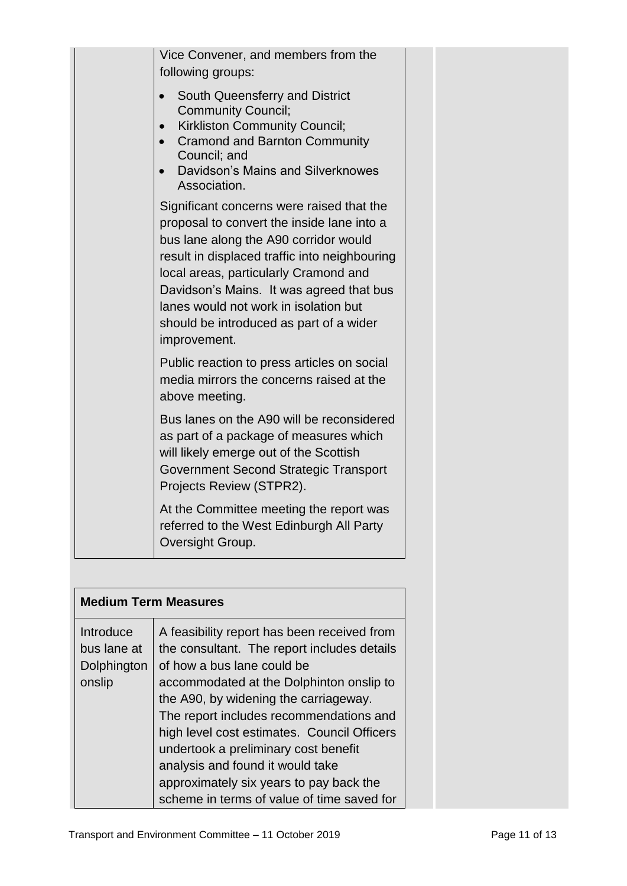| | |
|---|---|
| | Vice Convener, and members from the following groups:<br>• South Queensferry and District Community Council;<br>• Kirkliston Community Council;<br>• Cramond and Barnton Community Council; and<br>• Davidson's Mains and Silverknowes Association.<br><br>Significant concerns were raised that the proposal to convert the inside lane into a bus lane along the A90 corridor would result in displaced traffic into neighbouring local areas, particularly Cramond and Davidson's Mains. It was agreed that bus lanes would not work in isolation but should be introduced as part of a wider improvement.<br><br>Public reaction to press articles on social media mirrors the concerns raised at the above meeting.<br><br>Bus lanes on the A90 will be reconsidered as part of a package of measures which will likely emerge out of the Scottish Government Second Strategic Transport Projects Review (STPR2).<br><br>At the Committee meeting the report was referred to the West Edinburgh All Party Oversight Group. |

| **Medium Term Measures** | |
|---|---|
| Introduce bus lane at Dolphington onslip | A feasibility report has been received from the consultant. The report includes details of how a bus lane could be accommodated at the Dolphinton onslip to the A90, by widening the carriageway. The report includes recommendations and high level cost estimates. Council Officers undertook a preliminary cost benefit analysis and found it would take approximately six years to pay back the scheme in terms of value of time saved for |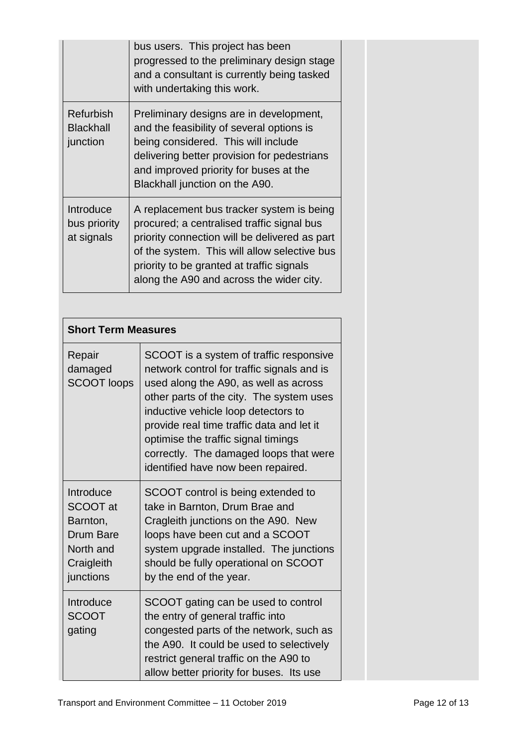| | |
|---|---|
| | bus users. This project has been progressed to the preliminary design stage and a consultant is currently being tasked with undertaking this work. |
| Refurbish Blackhall junction | Preliminary designs are in development, and the feasibility of several options is being considered. This will include delivering better provision for pedestrians and improved priority for buses at the Blackhall junction on the A90. |
| Introduce bus priority at signals | A replacement bus tracker system is being procured; a centralised traffic signal bus priority connection will be delivered as part of the system. This will allow selective bus priority to be granted at traffic signals along the A90 and across the wider city. |

| **Short Term Measures** | |
|---|---|
| Repair damaged SCOOT loops | SCOOT is a system of traffic responsive network control for traffic signals and is used along the A90, as well as across other parts of the city. The system uses inductive vehicle loop detectors to provide real time traffic data and let it optimise the traffic signal timings correctly. The damaged loops that were identified have now been repaired. |
| Introduce SCOOT at Barnton, Drum Bare North and Craigleith junctions | SCOOT control is being extended to take in Barnton, Drum Brae and Cragleith junctions on the A90. New loops have been cut and a SCOOT system upgrade installed. The junctions should be fully operational on SCOOT by the end of the year. |
| Introduce SCOOT gating | SCOOT gating can be used to control the entry of general traffic into congested parts of the network, such as the A90. It could be used to selectively restrict general traffic on the A90 to allow better priority for buses. Its use |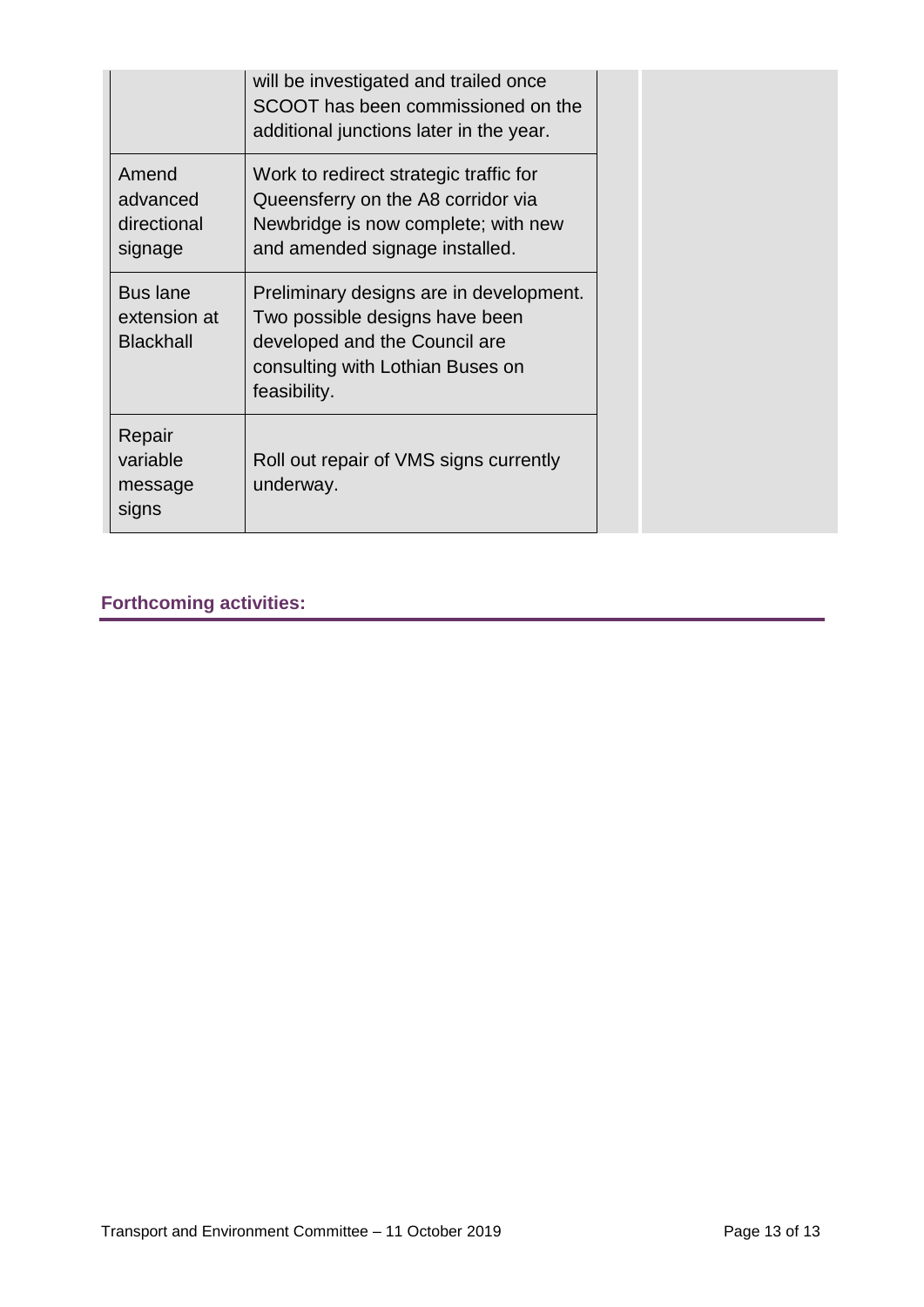| | | | |
|---|---|---|---|
| | will be investigated and trailed once SCOOT has been commissioned on the additional junctions later in the year. | | |
| Amend advanced directional signage | Work to redirect strategic traffic for Queensferry on the A8 corridor via Newbridge is now complete; with new and amended signage installed. | | |
| Bus lane extension at Blackhall | Preliminary designs are in development. Two possible designs have been developed and the Council are consulting with Lothian Buses on feasibility. | | |
| Repair variable message signs | Roll out repair of VMS signs currently underway. | | |

## Forthcoming activities: